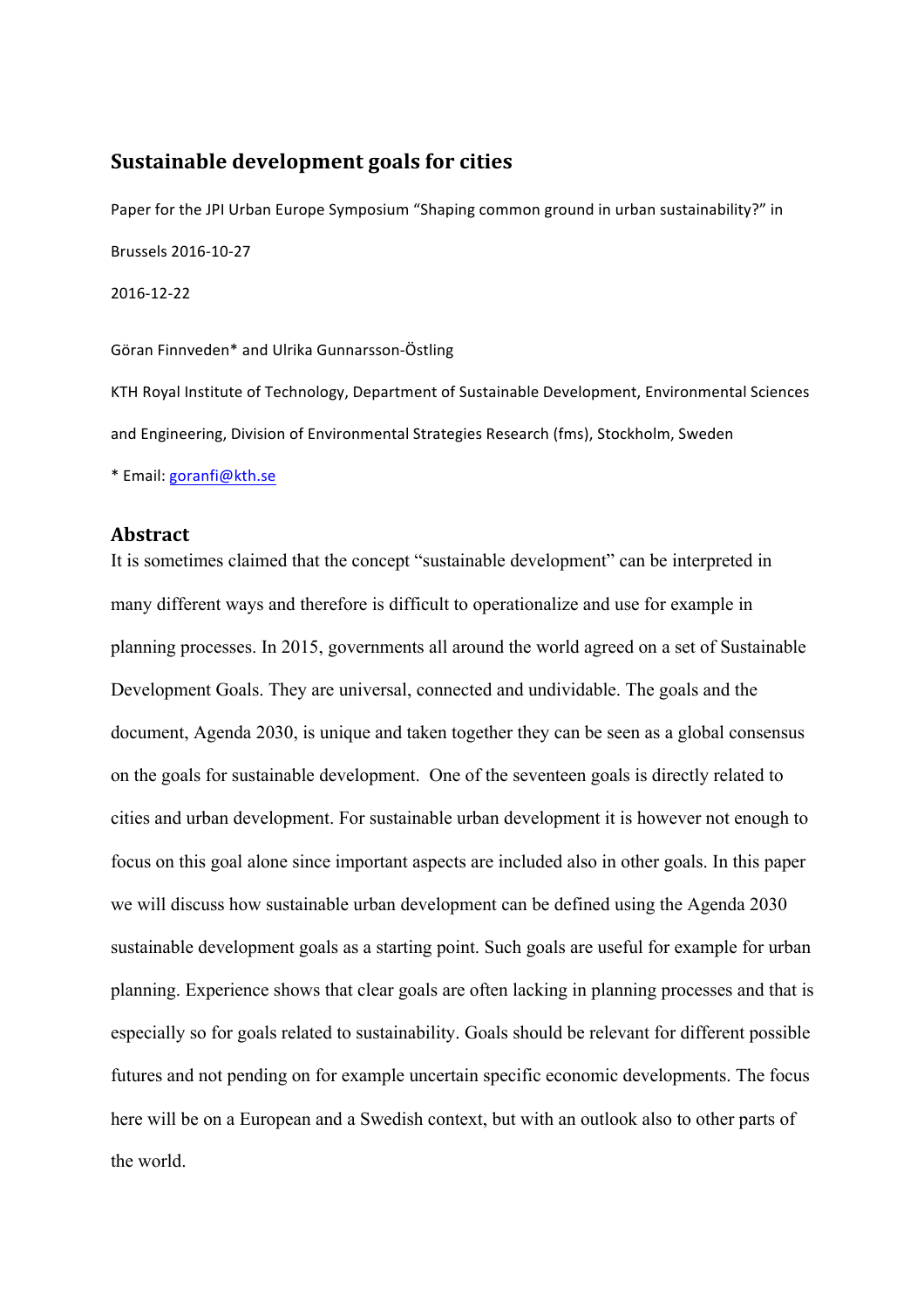# Sustainable development goals for cities

Paper for the JPI Urban Europe Symposium "Shaping common ground in urban sustainability?" in Brussels 2016-10-27

2016-12-22

Göran Finnveden* and Ulrika Gunnarsson-Östling

KTH Royal Institute of Technology, Department of Sustainable Development, Environmental Sciences and Engineering, Division of Environmental Strategies Research (fms), Stockholm, Sweden

* Email: goranfi@kth.se

## Abstract

It is sometimes claimed that the concept "sustainable development" can be interpreted in many different ways and therefore is difficult to operationalize and use for example in planning processes. In 2015, governments all around the world agreed on a set of Sustainable Development Goals. They are universal, connected and undividable. The goals and the document, Agenda 2030, is unique and taken together they can be seen as a global consensus on the goals for sustainable development. One of the seventeen goals is directly related to cities and urban development. For sustainable urban development it is however not enough to focus on this goal alone since important aspects are included also in other goals. In this paper we will discuss how sustainable urban development can be defined using the Agenda 2030 sustainable development goals as a starting point. Such goals are useful for example for urban planning. Experience shows that clear goals are often lacking in planning processes and that is especially so for goals related to sustainability. Goals should be relevant for different possible futures and not pending on for example uncertain specific economic developments. The focus here will be on a European and a Swedish context, but with an outlook also to other parts of the world.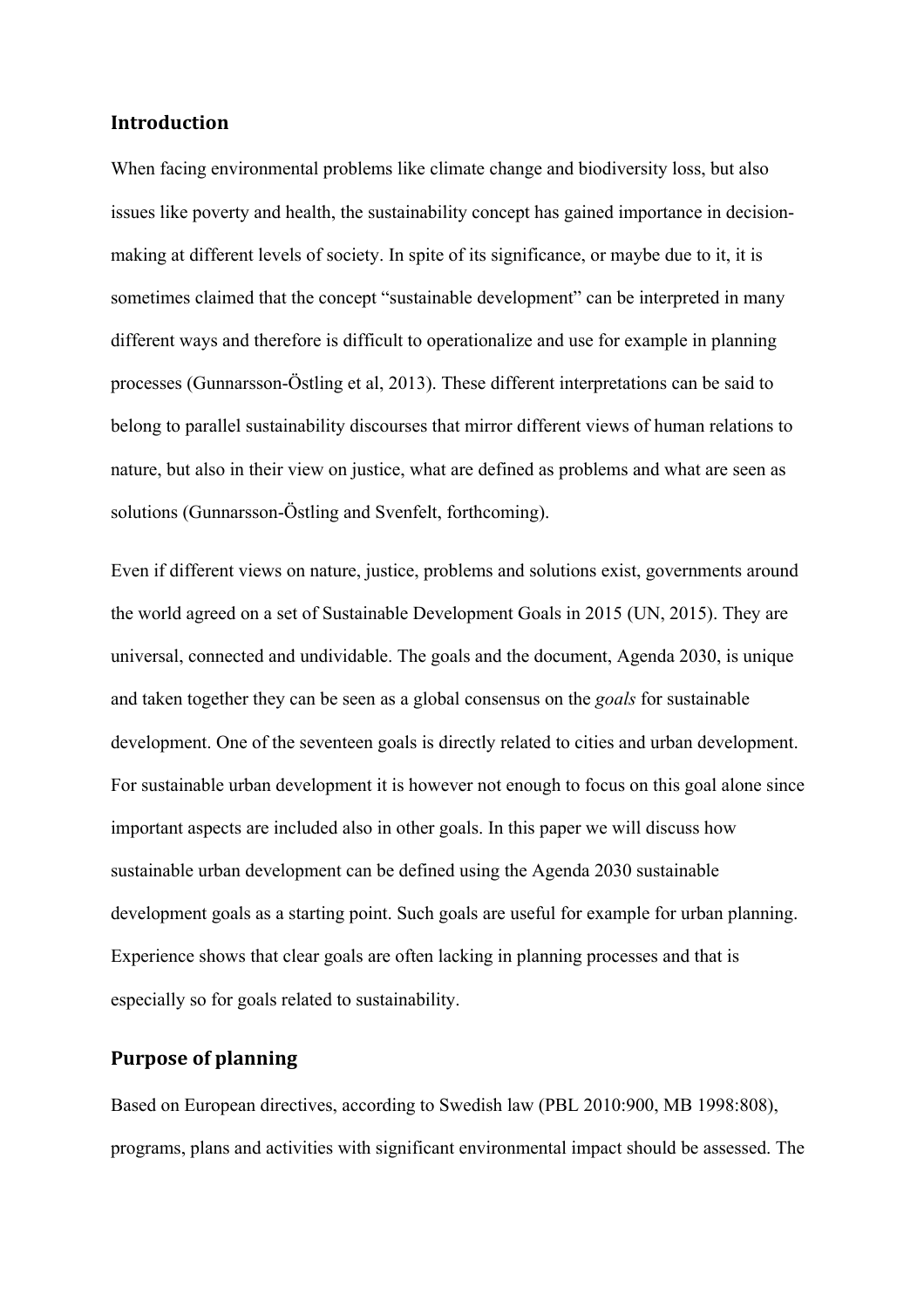## Introduction

When facing environmental problems like climate change and biodiversity loss, but also issues like poverty and health, the sustainability concept has gained importance in decision-making at different levels of society. In spite of its significance, or maybe due to it, it is sometimes claimed that the concept "sustainable development" can be interpreted in many different ways and therefore is difficult to operationalize and use for example in planning processes (Gunnarsson-Östling et al, 2013). These different interpretations can be said to belong to parallel sustainability discourses that mirror different views of human relations to nature, but also in their view on justice, what are defined as problems and what are seen as solutions (Gunnarsson-Östling and Svenfelt, forthcoming).

Even if different views on nature, justice, problems and solutions exist, governments around the world agreed on a set of Sustainable Development Goals in 2015 (UN, 2015). They are universal, connected and undividable. The goals and the document, Agenda 2030, is unique and taken together they can be seen as a global consensus on the *goals* for sustainable development. One of the seventeen goals is directly related to cities and urban development. For sustainable urban development it is however not enough to focus on this goal alone since important aspects are included also in other goals. In this paper we will discuss how sustainable urban development can be defined using the Agenda 2030 sustainable development goals as a starting point. Such goals are useful for example for urban planning. Experience shows that clear goals are often lacking in planning processes and that is especially so for goals related to sustainability.

## Purpose of planning

Based on European directives, according to Swedish law (PBL 2010:900, MB 1998:808), programs, plans and activities with significant environmental impact should be assessed. The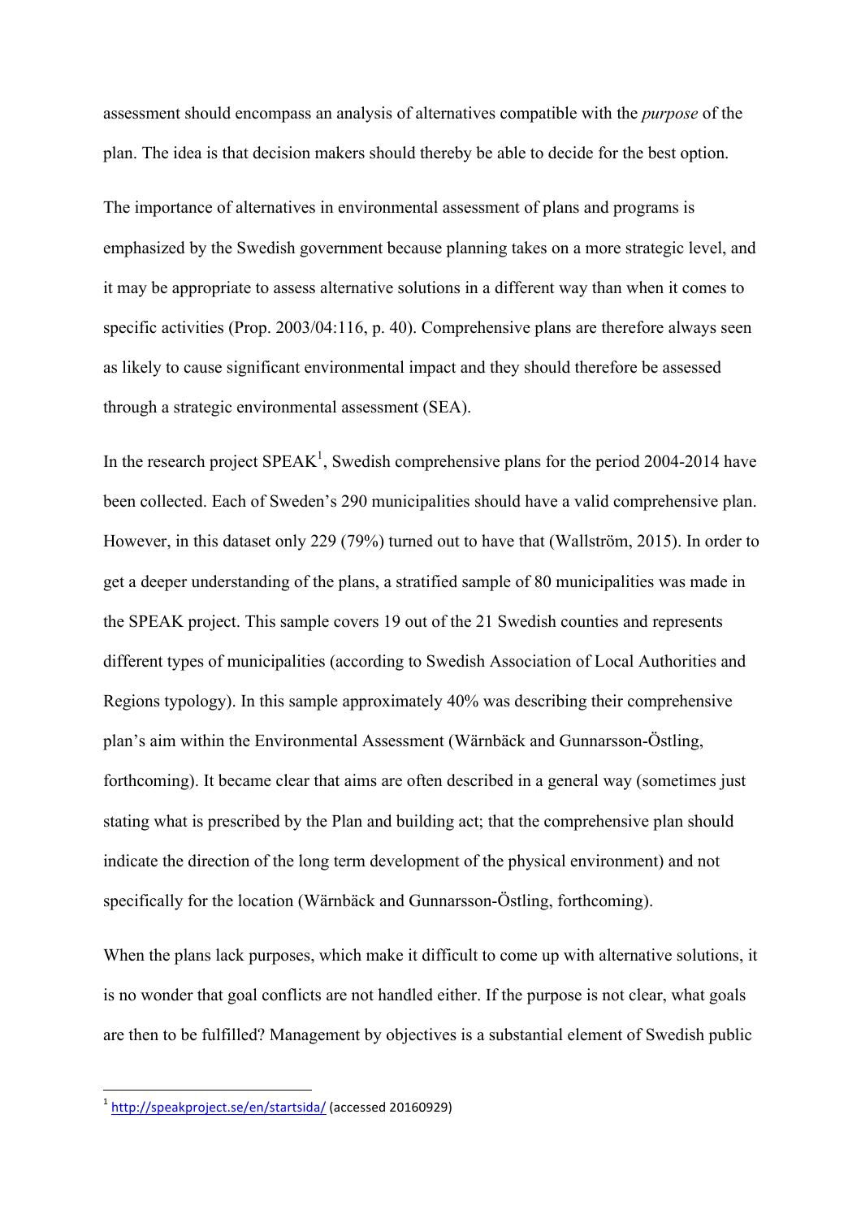assessment should encompass an analysis of alternatives compatible with the *purpose* of the plan. The idea is that decision makers should thereby be able to decide for the best option.

The importance of alternatives in environmental assessment of plans and programs is emphasized by the Swedish government because planning takes on a more strategic level, and it may be appropriate to assess alternative solutions in a different way than when it comes to specific activities (Prop. 2003/04:116, p. 40). Comprehensive plans are therefore always seen as likely to cause significant environmental impact and they should therefore be assessed through a strategic environmental assessment (SEA).

In the research project SPEAK[1], Swedish comprehensive plans for the period 2004-2014 have been collected. Each of Sweden's 290 municipalities should have a valid comprehensive plan. However, in this dataset only 229 (79%) turned out to have that (Wallström, 2015). In order to get a deeper understanding of the plans, a stratified sample of 80 municipalities was made in the SPEAK project. This sample covers 19 out of the 21 Swedish counties and represents different types of municipalities (according to Swedish Association of Local Authorities and Regions typology). In this sample approximately 40% was describing their comprehensive plan's aim within the Environmental Assessment (Wärnbäck and Gunnarsson-Östling, forthcoming). It became clear that aims are often described in a general way (sometimes just stating what is prescribed by the Plan and building act; that the comprehensive plan should indicate the direction of the long term development of the physical environment) and not specifically for the location (Wärnbäck and Gunnarsson-Östling, forthcoming).

When the plans lack purposes, which make it difficult to come up with alternative solutions, it is no wonder that goal conflicts are not handled either. If the purpose is not clear, what goals are then to be fulfilled? Management by objectives is a substantial element of Swedish public

[1] http://speakproject.se/en/startsida/ (accessed 20160929)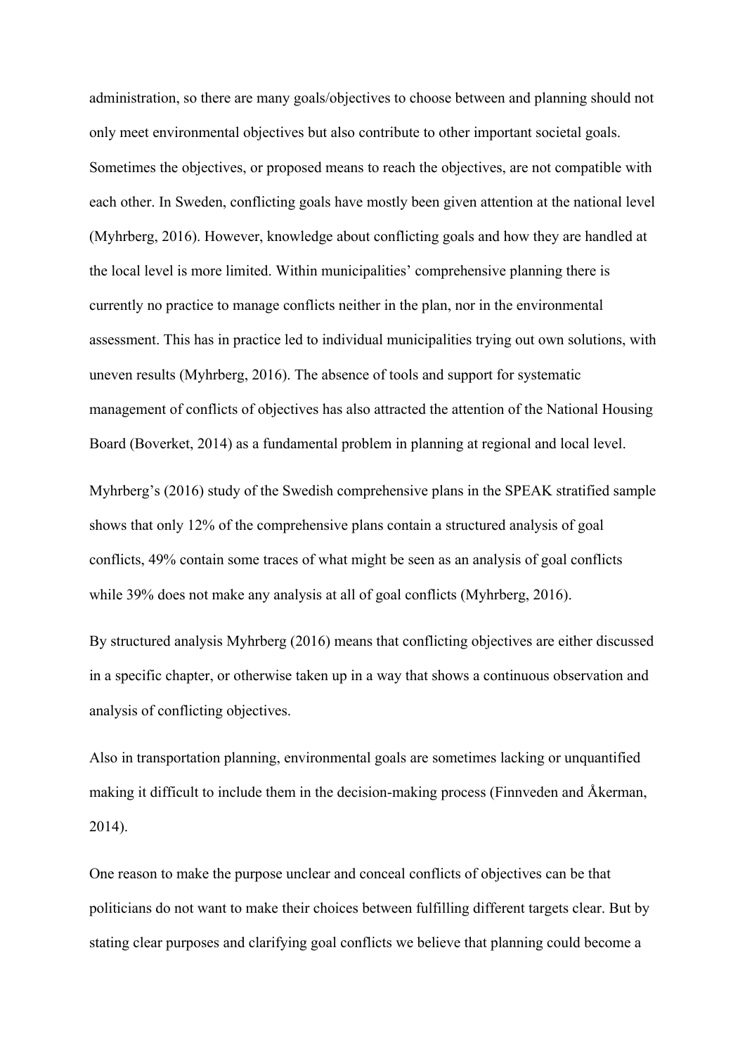administration, so there are many goals/objectives to choose between and planning should not only meet environmental objectives but also contribute to other important societal goals. Sometimes the objectives, or proposed means to reach the objectives, are not compatible with each other. In Sweden, conflicting goals have mostly been given attention at the national level (Myhrberg, 2016). However, knowledge about conflicting goals and how they are handled at the local level is more limited. Within municipalities' comprehensive planning there is currently no practice to manage conflicts neither in the plan, nor in the environmental assessment. This has in practice led to individual municipalities trying out own solutions, with uneven results (Myhrberg, 2016). The absence of tools and support for systematic management of conflicts of objectives has also attracted the attention of the National Housing Board (Boverket, 2014) as a fundamental problem in planning at regional and local level.

Myhrberg's (2016) study of the Swedish comprehensive plans in the SPEAK stratified sample shows that only 12% of the comprehensive plans contain a structured analysis of goal conflicts, 49% contain some traces of what might be seen as an analysis of goal conflicts while 39% does not make any analysis at all of goal conflicts (Myhrberg, 2016).

By structured analysis Myhrberg (2016) means that conflicting objectives are either discussed in a specific chapter, or otherwise taken up in a way that shows a continuous observation and analysis of conflicting objectives.

Also in transportation planning, environmental goals are sometimes lacking or unquantified making it difficult to include them in the decision-making process (Finnveden and Åkerman, 2014).

One reason to make the purpose unclear and conceal conflicts of objectives can be that politicians do not want to make their choices between fulfilling different targets clear. But by stating clear purposes and clarifying goal conflicts we believe that planning could become a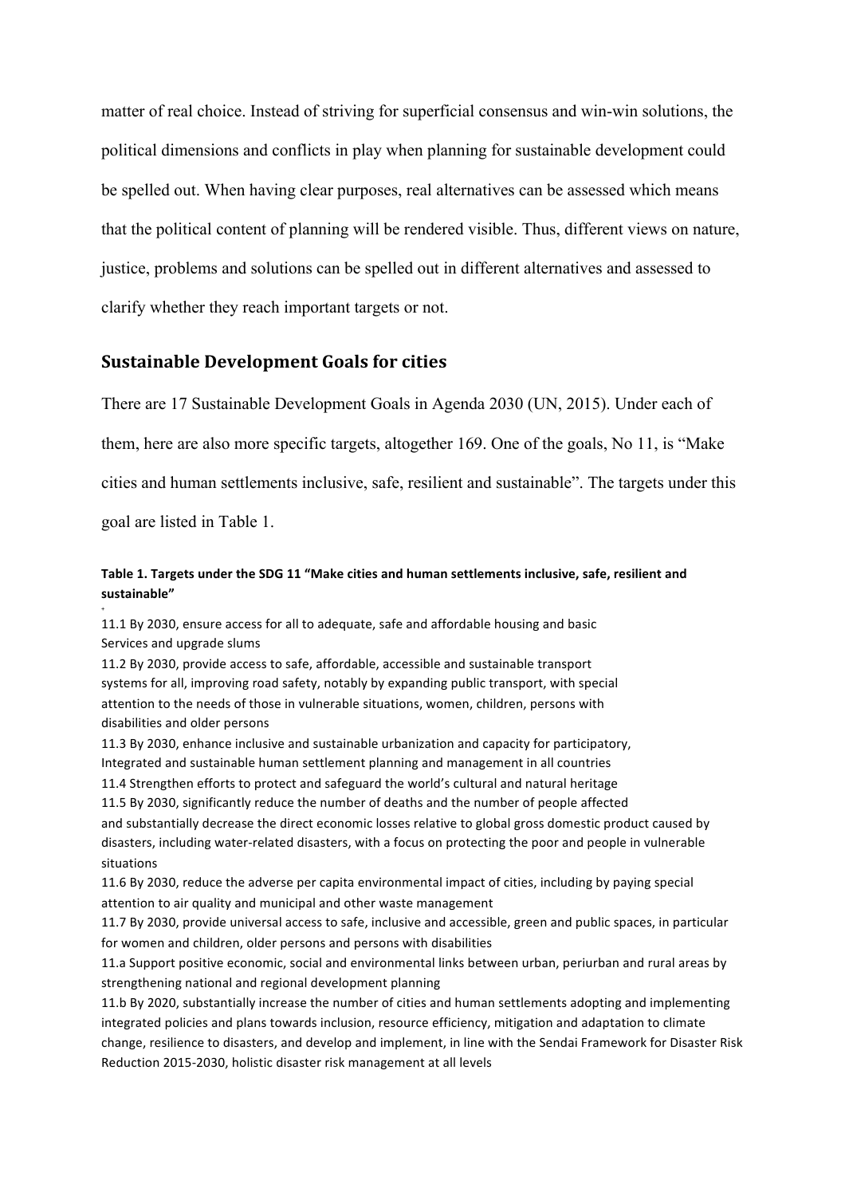matter of real choice. Instead of striving for superficial consensus and win-win solutions, the political dimensions and conflicts in play when planning for sustainable development could be spelled out. When having clear purposes, real alternatives can be assessed which means that the political content of planning will be rendered visible. Thus, different views on nature, justice, problems and solutions can be spelled out in different alternatives and assessed to clarify whether they reach important targets or not.

## Sustainable Development Goals for cities

There are 17 Sustainable Development Goals in Agenda 2030 (UN, 2015). Under each of them, here are also more specific targets, altogether 169. One of the goals, No 11, is "Make cities and human settlements inclusive, safe, resilient and sustainable". The targets under this goal are listed in Table 1.

**Table 1. Targets under the SDG 11 "Make cities and human settlements inclusive, safe, resilient and sustainable"**

11.1 By 2030, ensure access for all to adequate, safe and affordable housing and basic Services and upgrade slums
11.2 By 2030, provide access to safe, affordable, accessible and sustainable transport systems for all, improving road safety, notably by expanding public transport, with special attention to the needs of those in vulnerable situations, women, children, persons with disabilities and older persons
11.3 By 2030, enhance inclusive and sustainable urbanization and capacity for participatory, Integrated and sustainable human settlement planning and management in all countries
11.4 Strengthen efforts to protect and safeguard the world's cultural and natural heritage
11.5 By 2030, significantly reduce the number of deaths and the number of people affected and substantially decrease the direct economic losses relative to global gross domestic product caused by disasters, including water-related disasters, with a focus on protecting the poor and people in vulnerable situations
11.6 By 2030, reduce the adverse per capita environmental impact of cities, including by paying special attention to air quality and municipal and other waste management
11.7 By 2030, provide universal access to safe, inclusive and accessible, green and public spaces, in particular for women and children, older persons and persons with disabilities
11.a Support positive economic, social and environmental links between urban, periurban and rural areas by strengthening national and regional development planning
11.b By 2020, substantially increase the number of cities and human settlements adopting and implementing integrated policies and plans towards inclusion, resource efficiency, mitigation and adaptation to climate change, resilience to disasters, and develop and implement, in line with the Sendai Framework for Disaster Risk Reduction 2015-2030, holistic disaster risk management at all levels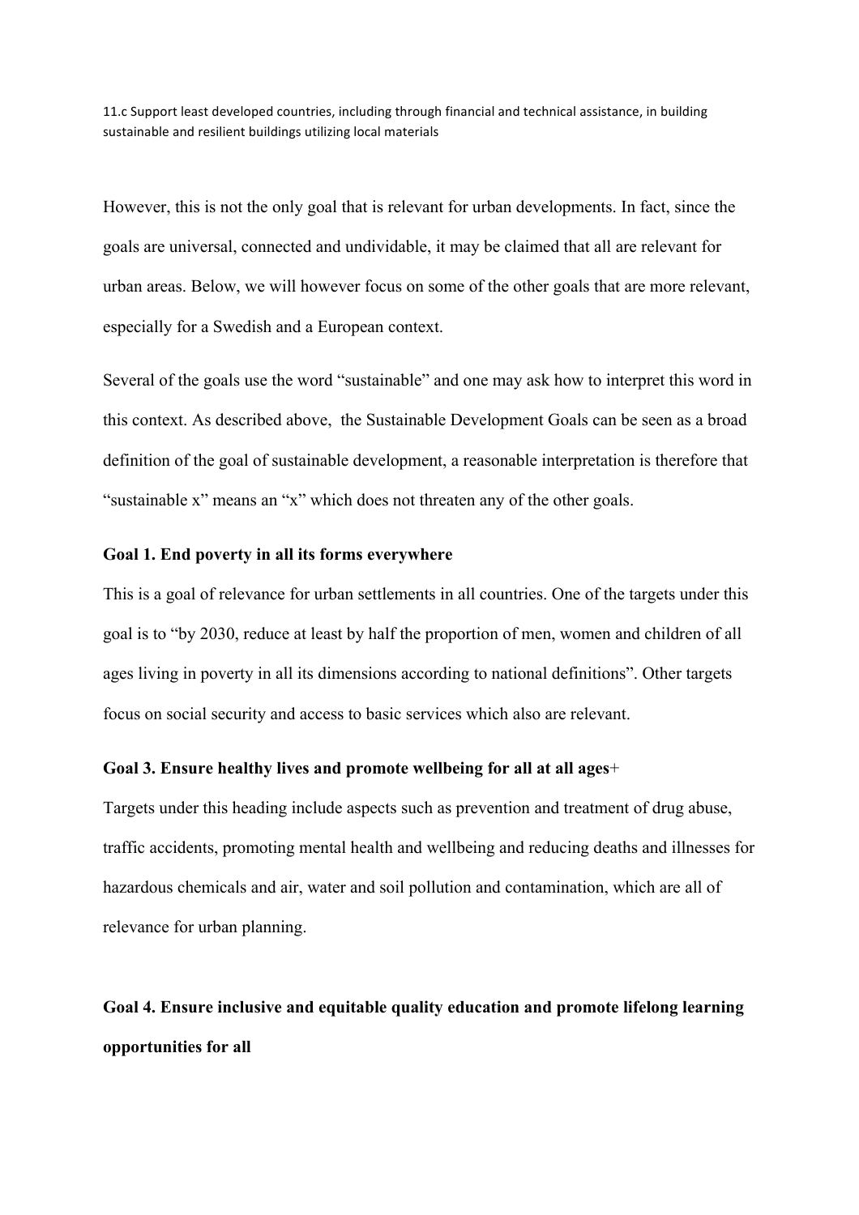11.c Support least developed countries, including through financial and technical assistance, in building sustainable and resilient buildings utilizing local materials

However, this is not the only goal that is relevant for urban developments. In fact, since the goals are universal, connected and undividable, it may be claimed that all are relevant for urban areas. Below, we will however focus on some of the other goals that are more relevant, especially for a Swedish and a European context.

Several of the goals use the word "sustainable" and one may ask how to interpret this word in this context. As described above, the Sustainable Development Goals can be seen as a broad definition of the goal of sustainable development, a reasonable interpretation is therefore that "sustainable x" means an "x" which does not threaten any of the other goals.

**Goal 1. End poverty in all its forms everywhere**

This is a goal of relevance for urban settlements in all countries. One of the targets under this goal is to "by 2030, reduce at least by half the proportion of men, women and children of all ages living in poverty in all its dimensions according to national definitions". Other targets focus on social security and access to basic services which also are relevant.

**Goal 3. Ensure healthy lives and promote wellbeing for all at all ages**+

Targets under this heading include aspects such as prevention and treatment of drug abuse, traffic accidents, promoting mental health and wellbeing and reducing deaths and illnesses for hazardous chemicals and air, water and soil pollution and contamination, which are all of relevance for urban planning.

**Goal 4. Ensure inclusive and equitable quality education and promote lifelong learning opportunities for all**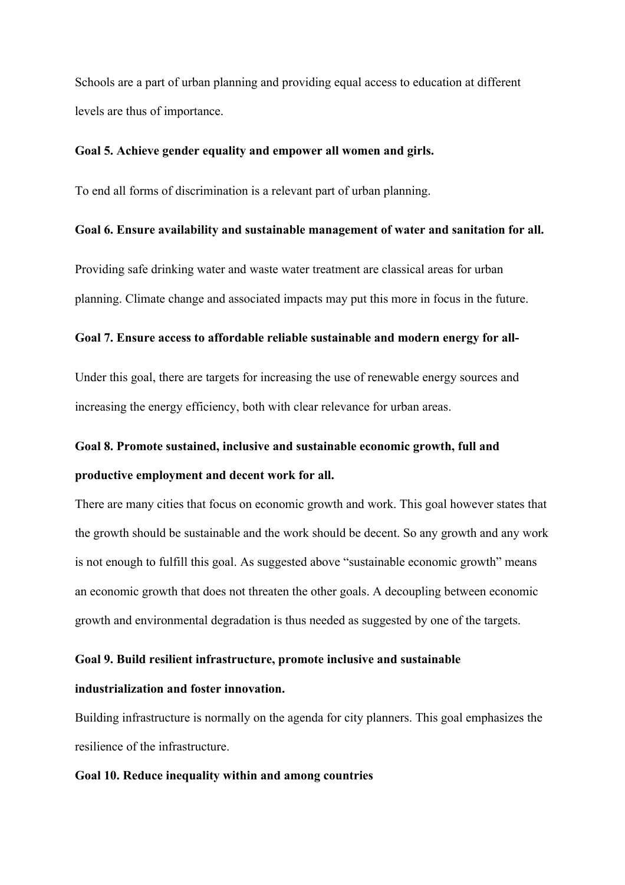Schools are a part of urban planning and providing equal access to education at different levels are thus of importance.

**Goal 5. Achieve gender equality and empower all women and girls.**

To end all forms of discrimination is a relevant part of urban planning.

**Goal 6. Ensure availability and sustainable management of water and sanitation for all.**

Providing safe drinking water and waste water treatment are classical areas for urban planning. Climate change and associated impacts may put this more in focus in the future.

**Goal 7. Ensure access to affordable reliable sustainable and modern energy for all-**

Under this goal, there are targets for increasing the use of renewable energy sources and increasing the energy efficiency, both with clear relevance for urban areas.

**Goal 8. Promote sustained, inclusive and sustainable economic growth, full and productive employment and decent work for all.**

There are many cities that focus on economic growth and work. This goal however states that the growth should be sustainable and the work should be decent. So any growth and any work is not enough to fulfill this goal. As suggested above "sustainable economic growth" means an economic growth that does not threaten the other goals. A decoupling between economic growth and environmental degradation is thus needed as suggested by one of the targets.

**Goal 9. Build resilient infrastructure, promote inclusive and sustainable industrialization and foster innovation.**

Building infrastructure is normally on the agenda for city planners. This goal emphasizes the resilience of the infrastructure.

**Goal 10. Reduce inequality within and among countries**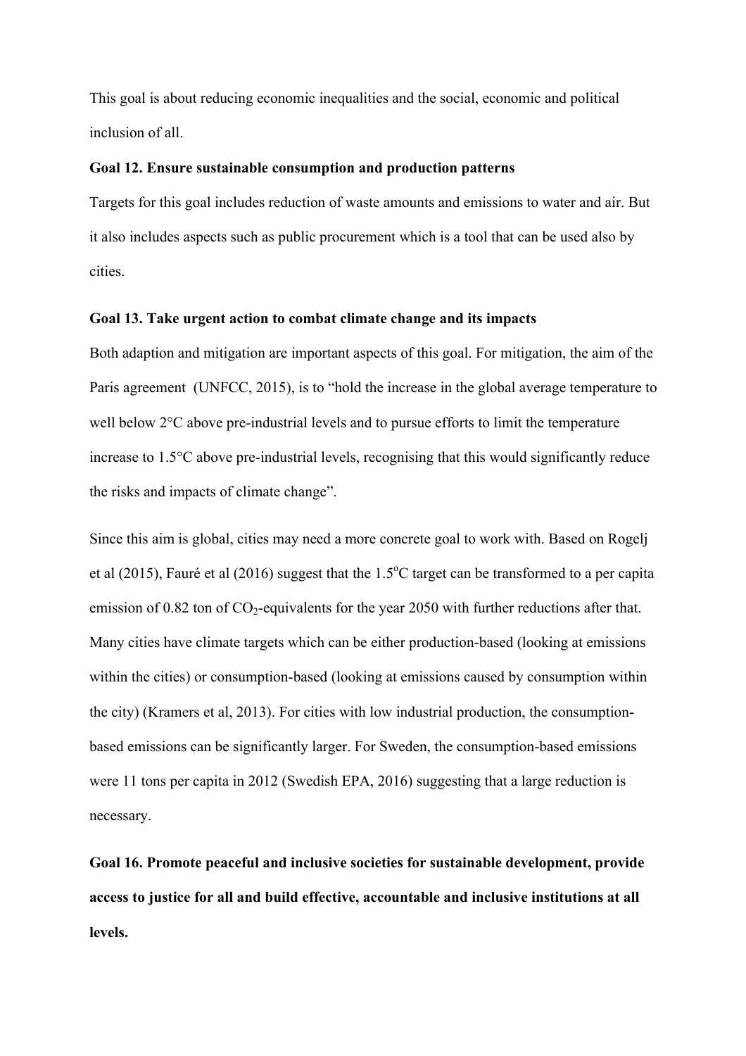This goal is about reducing economic inequalities and the social, economic and political inclusion of all.

**Goal 12. Ensure sustainable consumption and production patterns**

Targets for this goal includes reduction of waste amounts and emissions to water and air. But it also includes aspects such as public procurement which is a tool that can be used also by cities.

**Goal 13. Take urgent action to combat climate change and its impacts**

Both adaption and mitigation are important aspects of this goal. For mitigation, the aim of the Paris agreement (UNFCC, 2015), is to "hold the increase in the global average temperature to well below 2°C above pre-industrial levels and to pursue efforts to limit the temperature increase to 1.5°C above pre-industrial levels, recognising that this would significantly reduce the risks and impacts of climate change".

Since this aim is global, cities may need a more concrete goal to work with. Based on Rogelj et al (2015), Fauré et al (2016) suggest that the 1.5°C target can be transformed to a per capita emission of 0.82 ton of $CO_2$-equivalents for the year 2050 with further reductions after that. Many cities have climate targets which can be either production-based (looking at emissions within the cities) or consumption-based (looking at emissions caused by consumption within the city) (Kramers et al, 2013). For cities with low industrial production, the consumption-based emissions can be significantly larger. For Sweden, the consumption-based emissions were 11 tons per capita in 2012 (Swedish EPA, 2016) suggesting that a large reduction is necessary.

**Goal 16. Promote peaceful and inclusive societies for sustainable development, provide access to justice for all and build effective, accountable and inclusive institutions at all levels.**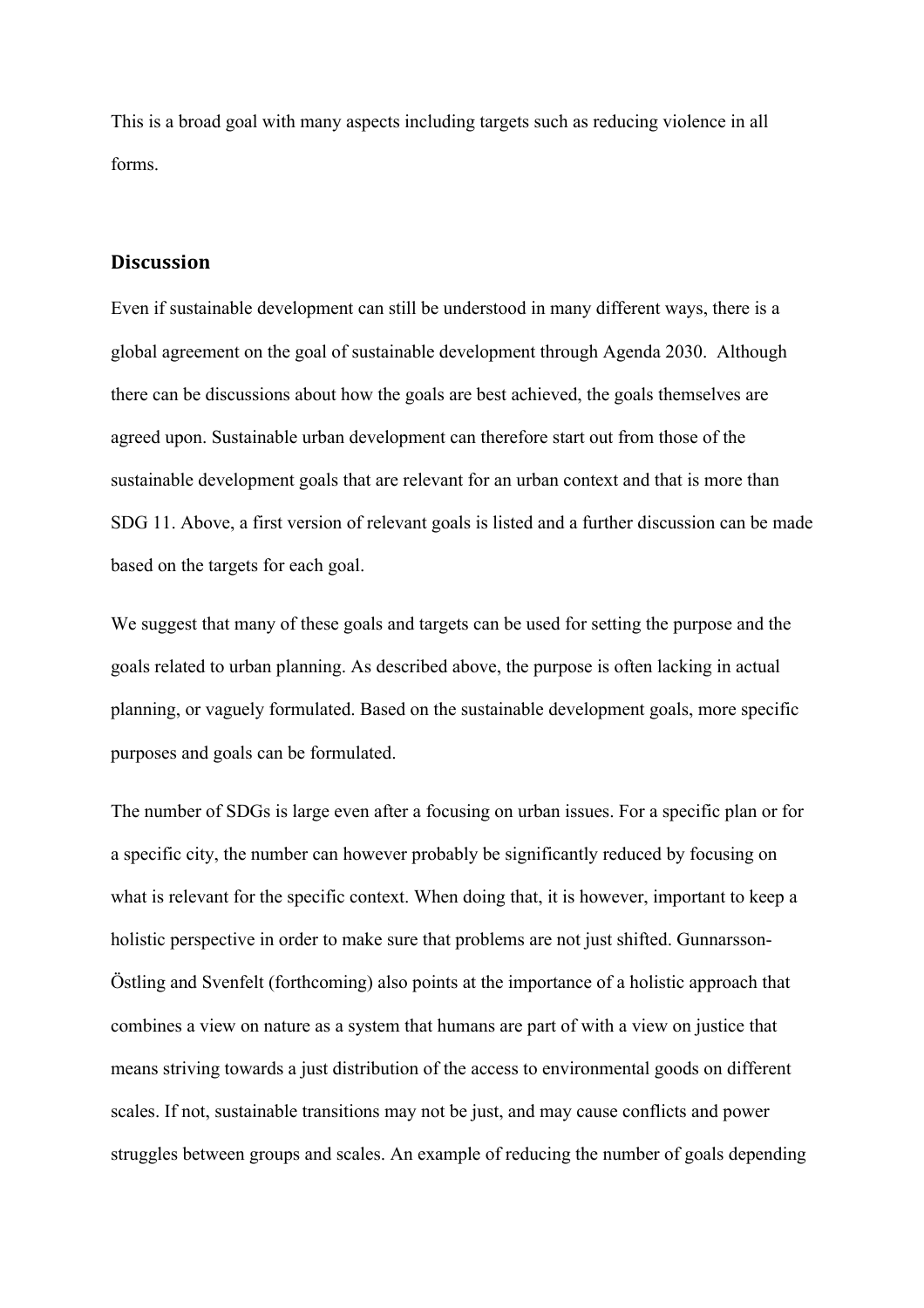This is a broad goal with many aspects including targets such as reducing violence in all forms.

## Discussion

Even if sustainable development can still be understood in many different ways, there is a global agreement on the goal of sustainable development through Agenda 2030. Although there can be discussions about how the goals are best achieved, the goals themselves are agreed upon. Sustainable urban development can therefore start out from those of the sustainable development goals that are relevant for an urban context and that is more than SDG 11. Above, a first version of relevant goals is listed and a further discussion can be made based on the targets for each goal.

We suggest that many of these goals and targets can be used for setting the purpose and the goals related to urban planning. As described above, the purpose is often lacking in actual planning, or vaguely formulated. Based on the sustainable development goals, more specific purposes and goals can be formulated.

The number of SDGs is large even after a focusing on urban issues. For a specific plan or for a specific city, the number can however probably be significantly reduced by focusing on what is relevant for the specific context. When doing that, it is however, important to keep a holistic perspective in order to make sure that problems are not just shifted. Gunnarsson-Östling and Svenfelt (forthcoming) also points at the importance of a holistic approach that combines a view on nature as a system that humans are part of with a view on justice that means striving towards a just distribution of the access to environmental goods on different scales. If not, sustainable transitions may not be just, and may cause conflicts and power struggles between groups and scales. An example of reducing the number of goals depending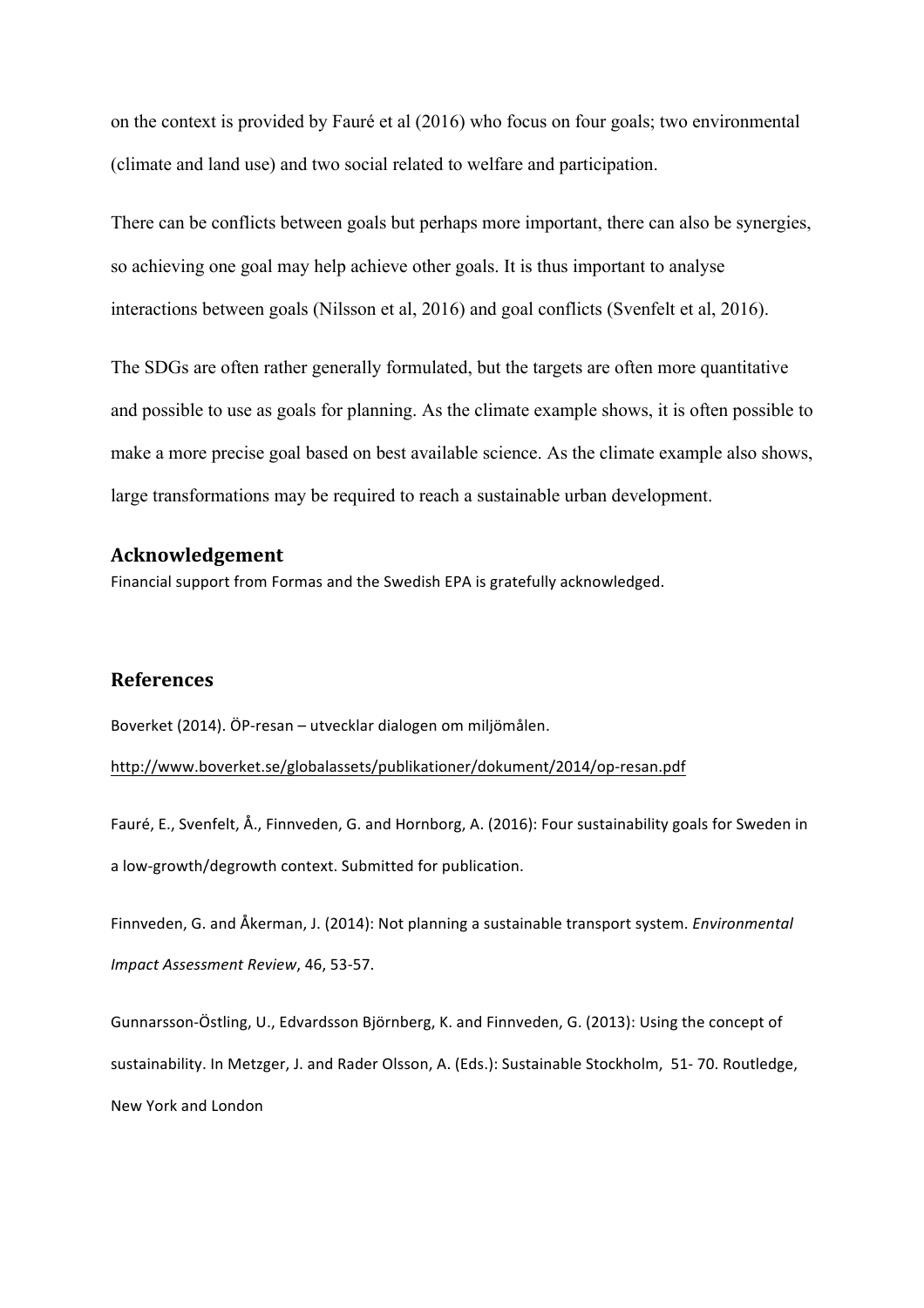on the context is provided by Fauré et al (2016) who focus on four goals; two environmental (climate and land use) and two social related to welfare and participation.

There can be conflicts between goals but perhaps more important, there can also be synergies, so achieving one goal may help achieve other goals. It is thus important to analyse interactions between goals (Nilsson et al, 2016) and goal conflicts (Svenfelt et al, 2016).

The SDGs are often rather generally formulated, but the targets are often more quantitative and possible to use as goals for planning. As the climate example shows, it is often possible to make a more precise goal based on best available science. As the climate example also shows, large transformations may be required to reach a sustainable urban development.

## Acknowledgement

Financial support from Formas and the Swedish EPA is gratefully acknowledged.

## References

Boverket (2014). ÖP-resan – utvecklar dialogen om miljömålen. http://www.boverket.se/globalassets/publikationer/dokument/2014/op-resan.pdf

Fauré, E., Svenfelt, Å., Finnveden, G. and Hornborg, A. (2016): Four sustainability goals for Sweden in a low-growth/degrowth context. Submitted for publication.

Finnveden, G. and Åkerman, J. (2014): Not planning a sustainable transport system. *Environmental Impact Assessment Review*, 46, 53-57.

Gunnarsson-Östling, U., Edvardsson Björnberg, K. and Finnveden, G. (2013): Using the concept of sustainability. In Metzger, J. and Rader Olsson, A. (Eds.): Sustainable Stockholm, 51- 70. Routledge, New York and London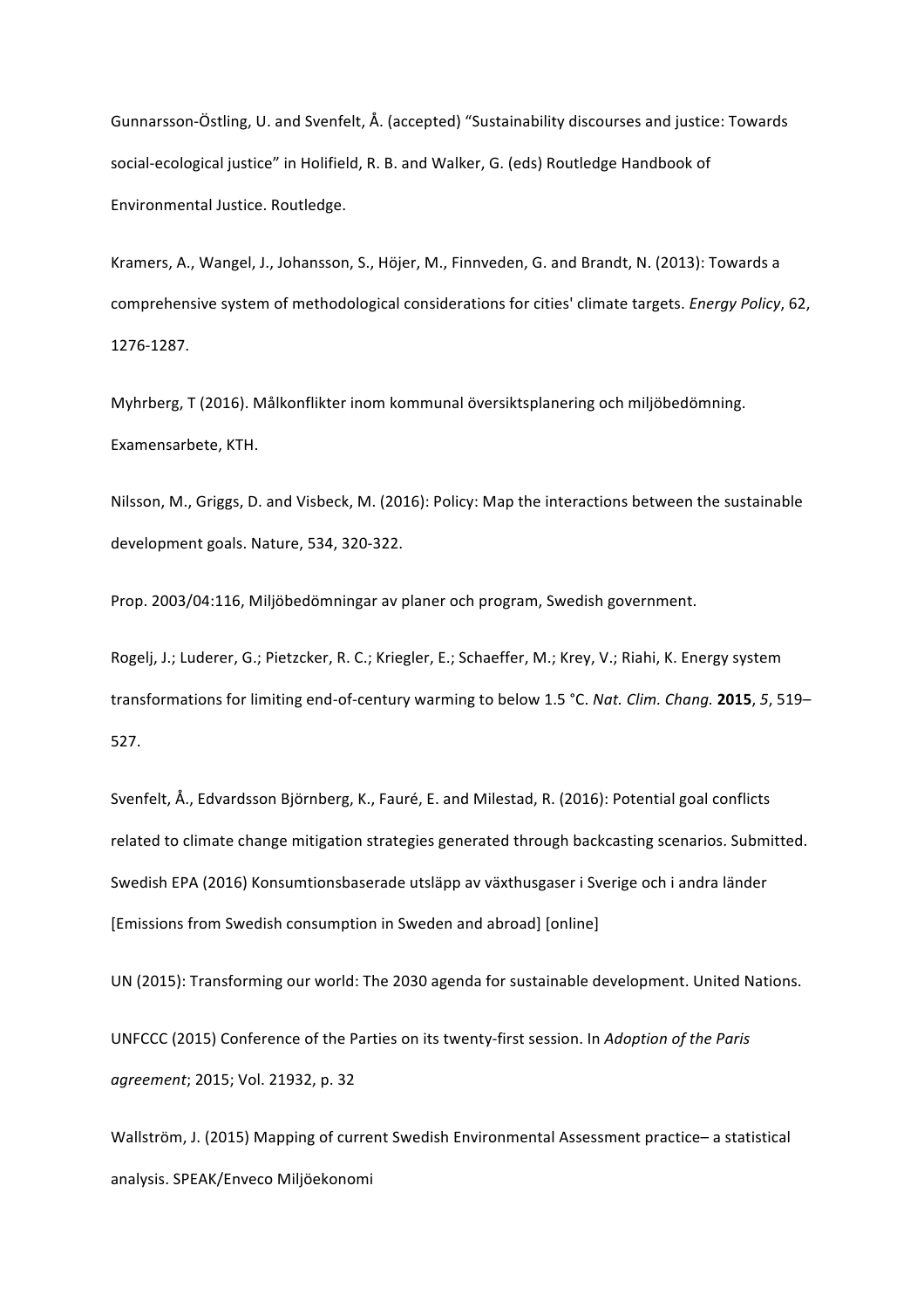Gunnarsson-Östling, U. and Svenfelt, Å. (accepted) "Sustainability discourses and justice: Towards social-ecological justice" in Holifield, R. B. and Walker, G. (eds) Routledge Handbook of Environmental Justice. Routledge.

Kramers, A., Wangel, J., Johansson, S., Höjer, M., Finnveden, G. and Brandt, N. (2013): Towards a comprehensive system of methodological considerations for cities' climate targets. *Energy Policy*, 62, 1276-1287.

Myhrberg, T (2016). Målkonflikter inom kommunal översiktsplanering och miljöbedömning. Examensarbete, KTH.

Nilsson, M., Griggs, D. and Visbeck, M. (2016): Policy: Map the interactions between the sustainable development goals. Nature, 534, 320-322.

Prop. 2003/04:116, Miljöbedömningar av planer och program, Swedish government.

Rogelj, J.; Luderer, G.; Pietzcker, R. C.; Kriegler, E.; Schaeffer, M.; Krey, V.; Riahi, K. Energy system transformations for limiting end-of-century warming to below 1.5 °C. *Nat. Clim. Chang.* **2015**, *5*, 519–527.

Svenfelt, Å., Edvardsson Björnberg, K., Fauré, E. and Milestad, R. (2016): Potential goal conflicts related to climate change mitigation strategies generated through backcasting scenarios. Submitted.

Swedish EPA (2016) Konsumtionsbaserade utsläpp av växthusgaser i Sverige och i andra länder [Emissions from Swedish consumption in Sweden and abroad] [online]

UN (2015): Transforming our world: The 2030 agenda for sustainable development. United Nations.

UNFCCC (2015) Conference of the Parties on its twenty-first session. In *Adoption of the Paris agreement*; 2015; Vol. 21932, p. 32

Wallström, J. (2015) Mapping of current Swedish Environmental Assessment practice– a statistical analysis. SPEAK/Enveco Miljöekonomi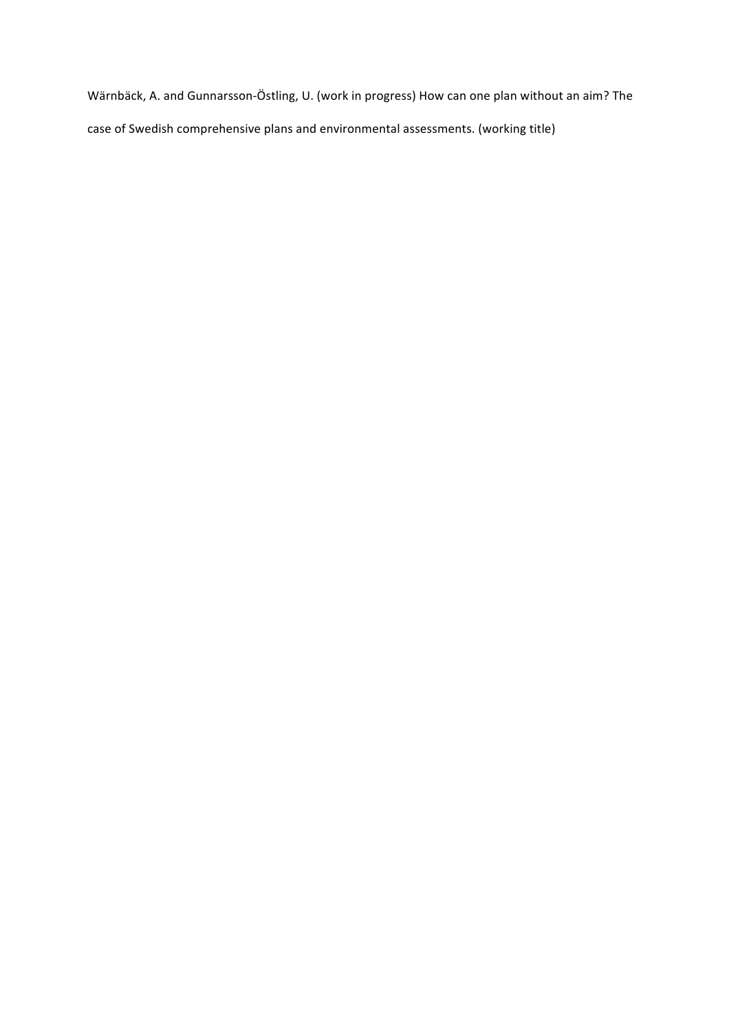Wärnbäck, A. and Gunnarsson-Östling, U. (work in progress) How can one plan without an aim? The case of Swedish comprehensive plans and environmental assessments. (working title)